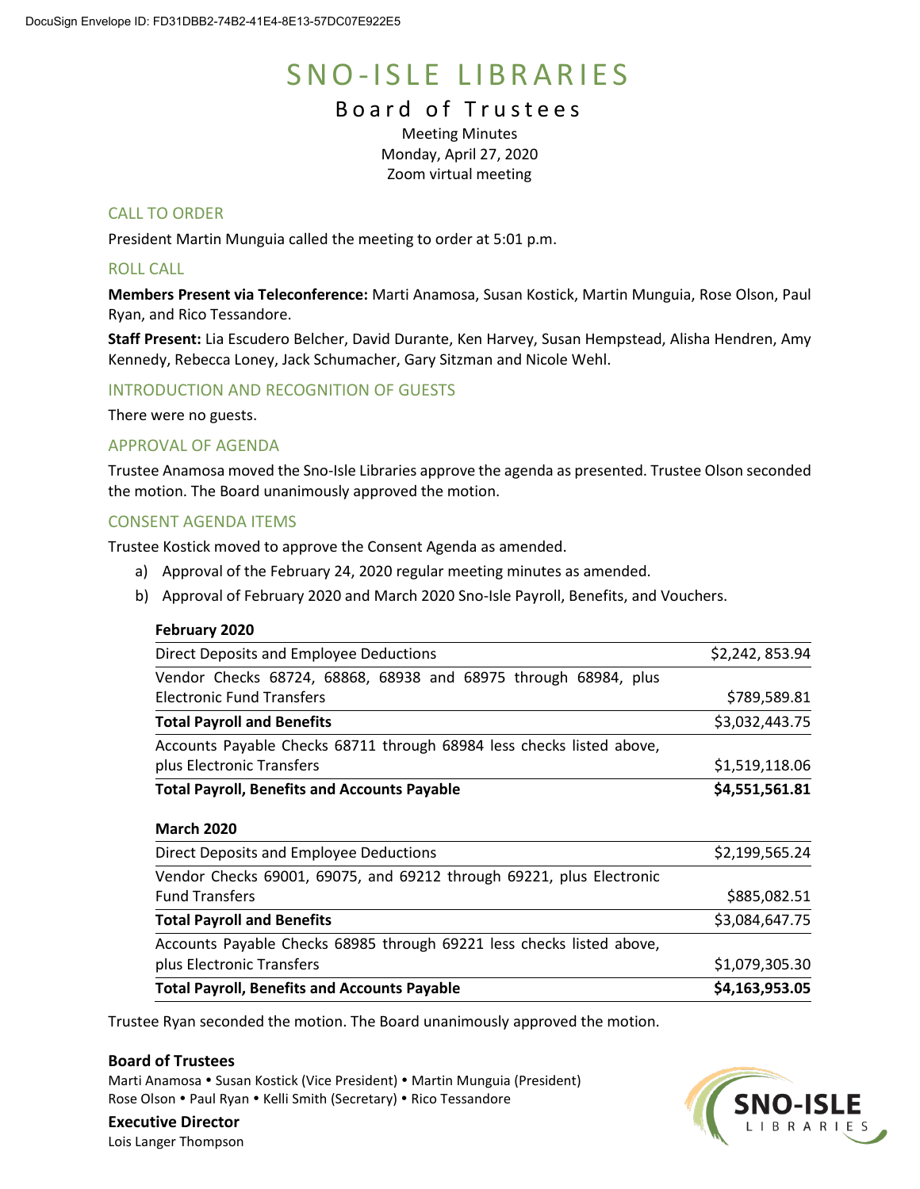DocuSign Envelope ID: FD31DBB2-74B2-41E4-8E13-57DC07E922E5

# SNO-ISLE LIBRARIES

## Board of Trustees

Meeting Minutes
Monday, April 27, 2020
Zoom virtual meeting

### CALL TO ORDER

President Martin Munguia called the meeting to order at 5:01 p.m.

### ROLL CALL

**Members Present via Teleconference:** Marti Anamosa, Susan Kostick, Martin Munguia, Rose Olson, Paul Ryan, and Rico Tessandore.

**Staff Present:** Lia Escudero Belcher, David Durante, Ken Harvey, Susan Hempstead, Alisha Hendren, Amy Kennedy, Rebecca Loney, Jack Schumacher, Gary Sitzman and Nicole Wehl.

### INTRODUCTION AND RECOGNITION OF GUESTS

There were no guests.

### APPROVAL OF AGENDA

Trustee Anamosa moved the Sno-Isle Libraries approve the agenda as presented. Trustee Olson seconded the motion. The Board unanimously approved the motion.

### CONSENT AGENDA ITEMS

Trustee Kostick moved to approve the Consent Agenda as amended.

a) Approval of the February 24, 2020 regular meeting minutes as amended.
b) Approval of February 2020 and March 2020 Sno-Isle Payroll, Benefits, and Vouchers.

| **February 2020** | |
|---|---|
| Direct Deposits and Employee Deductions | $2,242, 853.94 |
| Vendor Checks 68724, 68868, 68938 and 68975 through 68984, plus Electronic Fund Transfers | $789,589.81 |
| **Total Payroll and Benefits** | $3,032,443.75 |
| Accounts Payable Checks 68711 through 68984 less checks listed above, plus Electronic Transfers | $1,519,118.06 |
| **Total Payroll, Benefits and Accounts Payable** | **$4,551,561.81** |

| **March 2020** | |
|---|---|
| Direct Deposits and Employee Deductions | $2,199,565.24 |
| Vendor Checks 69001, 69075, and 69212 through 69221, plus Electronic Fund Transfers | $885,082.51 |
| **Total Payroll and Benefits** | $3,084,647.75 |
| Accounts Payable Checks 68985 through 69221 less checks listed above, plus Electronic Transfers | $1,079,305.30 |
| **Total Payroll, Benefits and Accounts Payable** | **$4,163,953.05** |

Trustee Ryan seconded the motion. The Board unanimously approved the motion.

**Board of Trustees**
Marti Anamosa • Susan Kostick (Vice President) • Martin Munguia (President)
Rose Olson • Paul Ryan • Kelli Smith (Secretary) • Rico Tessandore

**Executive Director**
Lois Langer Thompson

SNO-ISLE LIBRARIES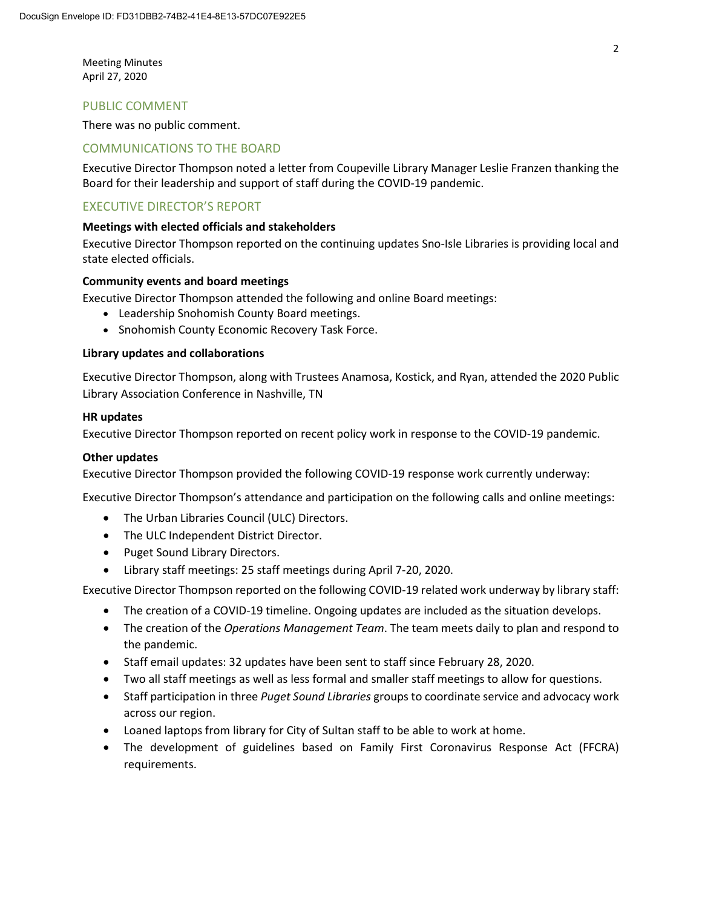Meeting Minutes
April 27, 2020

## PUBLIC COMMENT

There was no public comment.

## COMMUNICATIONS TO THE BOARD

Executive Director Thompson noted a letter from Coupeville Library Manager Leslie Franzen thanking the Board for their leadership and support of staff during the COVID-19 pandemic.

## EXECUTIVE DIRECTOR'S REPORT

**Meetings with elected officials and stakeholders**

Executive Director Thompson reported on the continuing updates Sno-Isle Libraries is providing local and state elected officials.

**Community events and board meetings**

Executive Director Thompson attended the following and online Board meetings:

- Leadership Snohomish County Board meetings.
- Snohomish County Economic Recovery Task Force.

**Library updates and collaborations**

Executive Director Thompson, along with Trustees Anamosa, Kostick, and Ryan, attended the 2020 Public Library Association Conference in Nashville, TN

**HR updates**

Executive Director Thompson reported on recent policy work in response to the COVID-19 pandemic.

**Other updates**

Executive Director Thompson provided the following COVID-19 response work currently underway:

Executive Director Thompson's attendance and participation on the following calls and online meetings:

- The Urban Libraries Council (ULC) Directors.
- The ULC Independent District Director.
- Puget Sound Library Directors.
- Library staff meetings: 25 staff meetings during April 7-20, 2020.

Executive Director Thompson reported on the following COVID-19 related work underway by library staff:

- The creation of a COVID-19 timeline. Ongoing updates are included as the situation develops.
- The creation of the *Operations Management Team*. The team meets daily to plan and respond to the pandemic.
- Staff email updates: 32 updates have been sent to staff since February 28, 2020.
- Two all staff meetings as well as less formal and smaller staff meetings to allow for questions.
- Staff participation in three *Puget Sound Libraries* groups to coordinate service and advocacy work across our region.
- Loaned laptops from library for City of Sultan staff to be able to work at home.
- The development of guidelines based on Family First Coronavirus Response Act (FFCRA) requirements.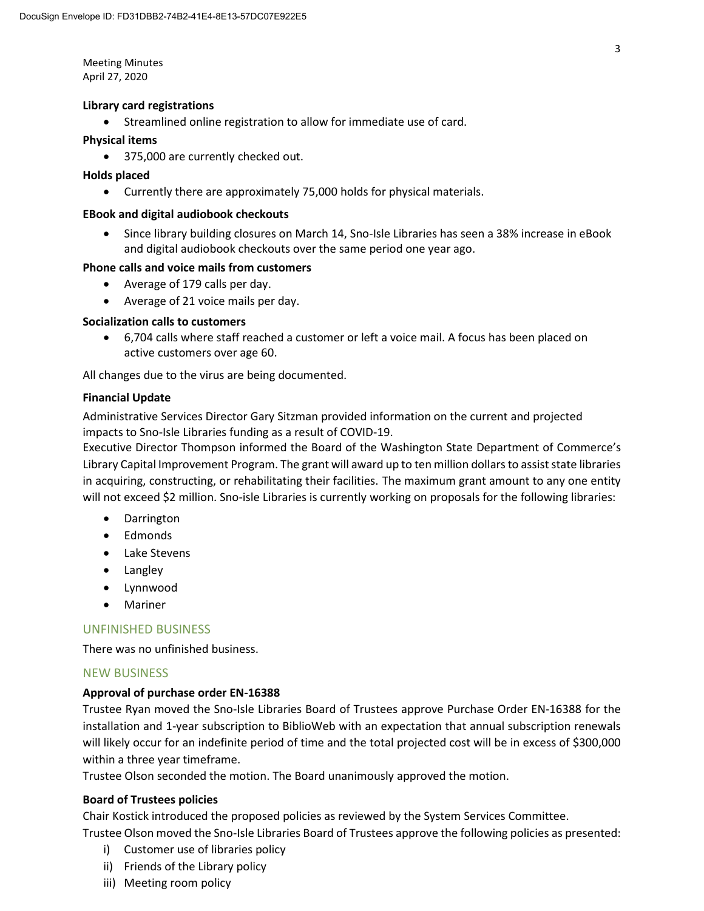**Library card registrations**

- Streamlined online registration to allow for immediate use of card.

**Physical items**

- 375,000 are currently checked out.

**Holds placed**

- Currently there are approximately 75,000 holds for physical materials.

**EBook and digital audiobook checkouts**

- Since library building closures on March 14, Sno-Isle Libraries has seen a 38% increase in eBook and digital audiobook checkouts over the same period one year ago.

**Phone calls and voice mails from customers**

- Average of 179 calls per day.
- Average of 21 voice mails per day.

**Socialization calls to customers**

- 6,704 calls where staff reached a customer or left a voice mail. A focus has been placed on active customers over age 60.

All changes due to the virus are being documented.

**Financial Update**

Administrative Services Director Gary Sitzman provided information on the current and projected impacts to Sno-Isle Libraries funding as a result of COVID-19.
Executive Director Thompson informed the Board of the Washington State Department of Commerce's Library Capital Improvement Program. The grant will award up to ten million dollars to assist state libraries in acquiring, constructing, or rehabilitating their facilities. The maximum grant amount to any one entity will not exceed $2 million. Sno-isle Libraries is currently working on proposals for the following libraries:

- Darrington
- Edmonds
- Lake Stevens
- Langley
- Lynnwood
- Mariner

## UNFINISHED BUSINESS

There was no unfinished business.

## NEW BUSINESS

**Approval of purchase order EN-16388**

Trustee Ryan moved the Sno-Isle Libraries Board of Trustees approve Purchase Order EN-16388 for the installation and 1-year subscription to BiblioWeb with an expectation that annual subscription renewals will likely occur for an indefinite period of time and the total projected cost will be in excess of $300,000 within a three year timeframe.
Trustee Olson seconded the motion. The Board unanimously approved the motion.

**Board of Trustees policies**

Chair Kostick introduced the proposed policies as reviewed by the System Services Committee.
Trustee Olson moved the Sno-Isle Libraries Board of Trustees approve the following policies as presented:

i) Customer use of libraries policy
ii) Friends of the Library policy
iii) Meeting room policy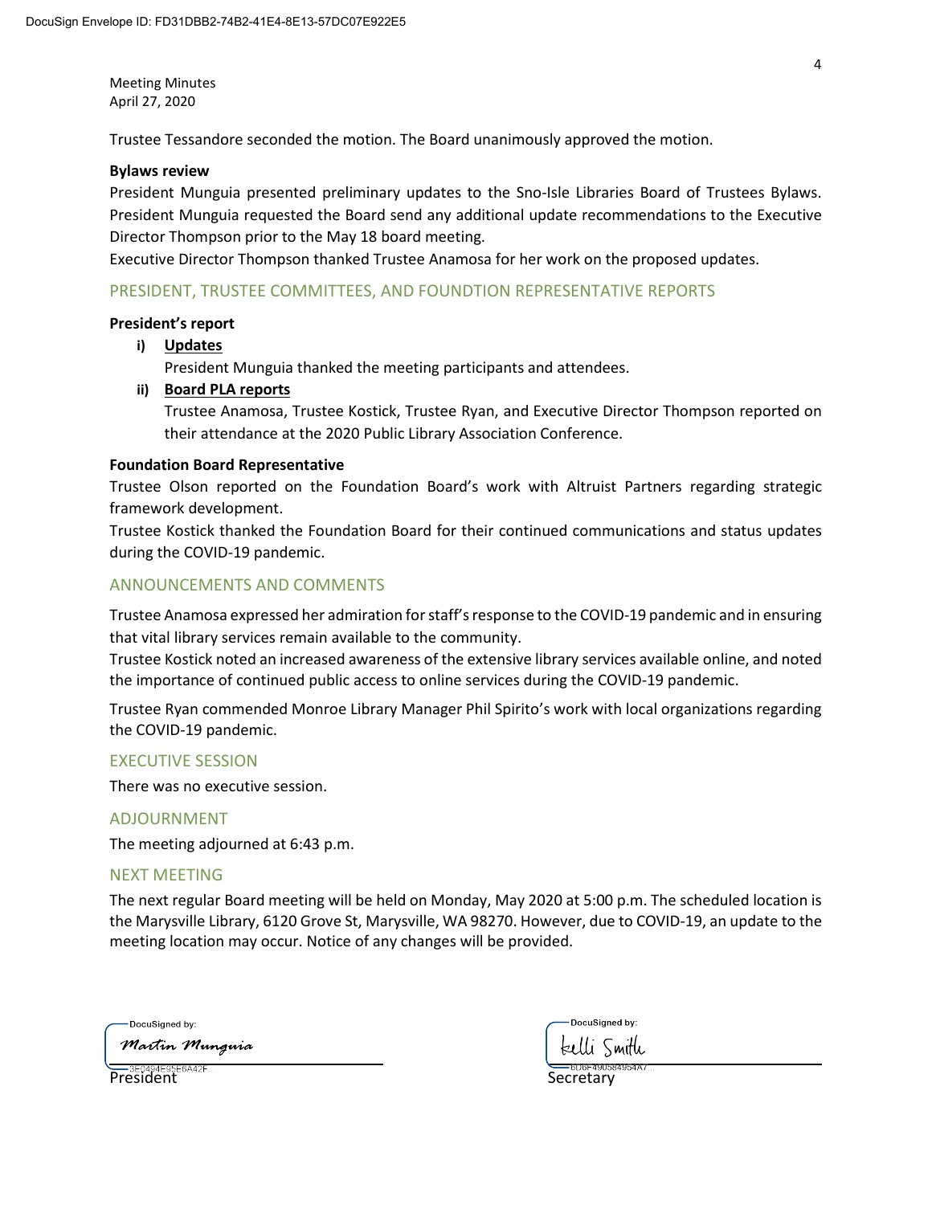Trustee Tessandore seconded the motion. The Board unanimously approved the motion.

**Bylaws review**

President Munguia presented preliminary updates to the Sno-Isle Libraries Board of Trustees Bylaws. President Munguia requested the Board send any additional update recommendations to the Executive Director Thompson prior to the May 18 board meeting.

Executive Director Thompson thanked Trustee Anamosa for her work on the proposed updates.

## PRESIDENT, TRUSTEE COMMITTEES, AND FOUNDTION REPRESENTATIVE REPORTS

**President's report**

i) **Updates**

President Munguia thanked the meeting participants and attendees.

ii) **Board PLA reports**

Trustee Anamosa, Trustee Kostick, Trustee Ryan, and Executive Director Thompson reported on their attendance at the 2020 Public Library Association Conference.

**Foundation Board Representative**

Trustee Olson reported on the Foundation Board's work with Altruist Partners regarding strategic framework development.

Trustee Kostick thanked the Foundation Board for their continued communications and status updates during the COVID-19 pandemic.

## ANNOUNCEMENTS AND COMMENTS

Trustee Anamosa expressed her admiration for staff's response to the COVID-19 pandemic and in ensuring that vital library services remain available to the community.

Trustee Kostick noted an increased awareness of the extensive library services available online, and noted the importance of continued public access to online services during the COVID-19 pandemic.

Trustee Ryan commended Monroe Library Manager Phil Spirito's work with local organizations regarding the COVID-19 pandemic.

## EXECUTIVE SESSION

There was no executive session.

## ADJOURNMENT

The meeting adjourned at 6:43 p.m.

## NEXT MEETING

The next regular Board meeting will be held on Monday, May 2020 at 5:00 p.m. The scheduled location is the Marysville Library, 6120 Grove St, Marysville, WA 98270. However, due to COVID-19, an update to the meeting location may occur. Notice of any changes will be provided.

DocuSigned by:
Martin Munguia
3E0494E95E6A42F...
President

DocuSigned by:
Kelli Smith
6D6F490584954A7...
Secretary